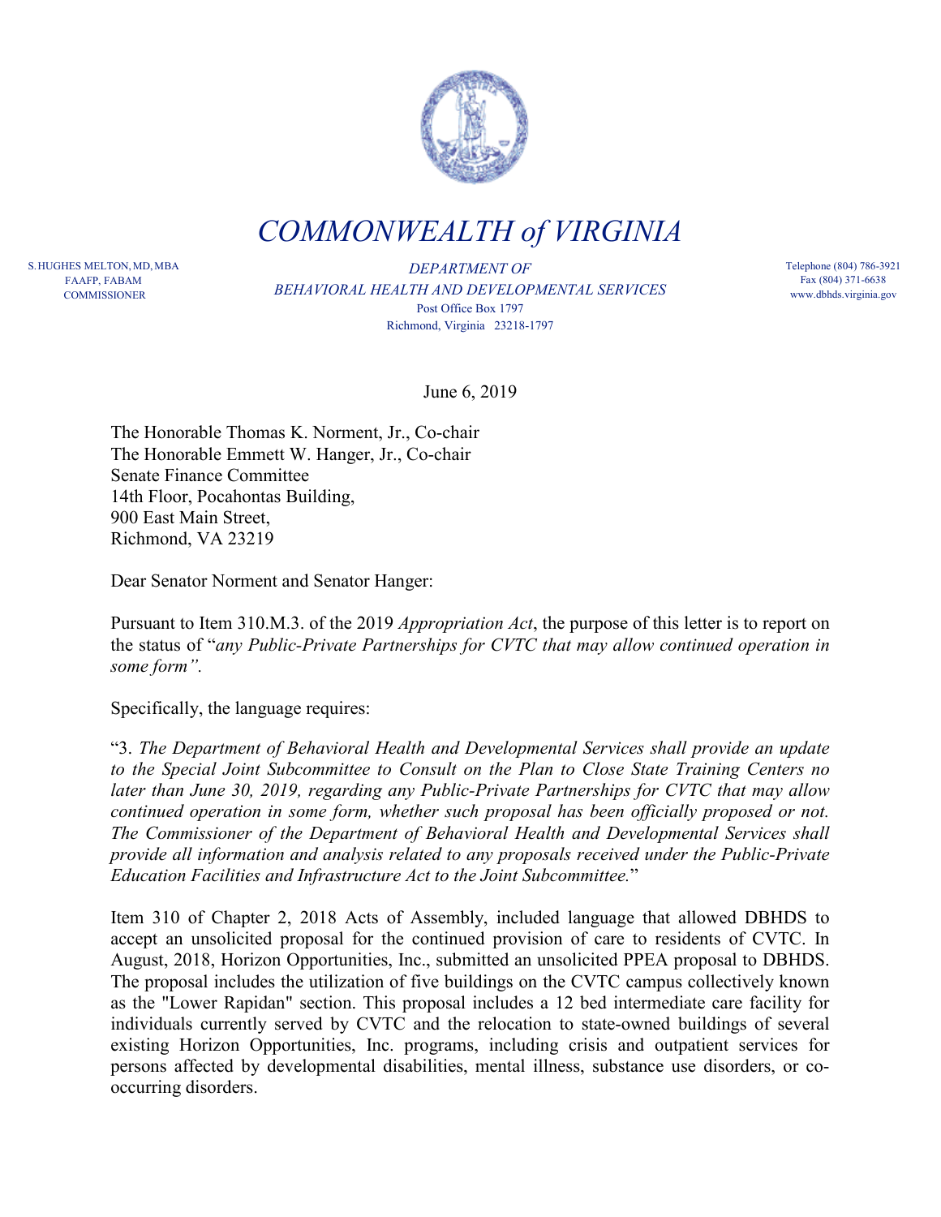# *COMMONWEALTH of VIRGINIA*

S. HUGHES MELTON, MD, MBA
FAAFP, FABAM
COMMISSIONER

*DEPARTMENT OF*
*BEHAVIORAL HEALTH AND DEVELOPMENTAL SERVICES*
Post Office Box 1797
Richmond, Virginia 23218-1797

Telephone (804) 786-3921
Fax (804) 371-6638
www.dbhds.virginia.gov

June 6, 2019

The Honorable Thomas K. Norment, Jr., Co-chair
The Honorable Emmett W. Hanger, Jr., Co-chair
Senate Finance Committee
14th Floor, Pocahontas Building,
900 East Main Street,
Richmond, VA 23219

Dear Senator Norment and Senator Hanger:

Pursuant to Item 310.M.3. of the 2019 *Appropriation Act*, the purpose of this letter is to report on the status of "*any Public-Private Partnerships for CVTC that may allow continued operation in some form"*.

Specifically, the language requires:

"3. *The Department of Behavioral Health and Developmental Services shall provide an update to the Special Joint Subcommittee to Consult on the Plan to Close State Training Centers no later than June 30, 2019, regarding any Public-Private Partnerships for CVTC that may allow continued operation in some form, whether such proposal has been officially proposed or not. The Commissioner of the Department of Behavioral Health and Developmental Services shall provide all information and analysis related to any proposals received under the Public-Private Education Facilities and Infrastructure Act to the Joint Subcommittee.*"

Item 310 of Chapter 2, 2018 Acts of Assembly, included language that allowed DBHDS to accept an unsolicited proposal for the continued provision of care to residents of CVTC. In August, 2018, Horizon Opportunities, Inc., submitted an unsolicited PPEA proposal to DBHDS. The proposal includes the utilization of five buildings on the CVTC campus collectively known as the "Lower Rapidan" section. This proposal includes a 12 bed intermediate care facility for individuals currently served by CVTC and the relocation to state-owned buildings of several existing Horizon Opportunities, Inc. programs, including crisis and outpatient services for persons affected by developmental disabilities, mental illness, substance use disorders, or co-occurring disorders.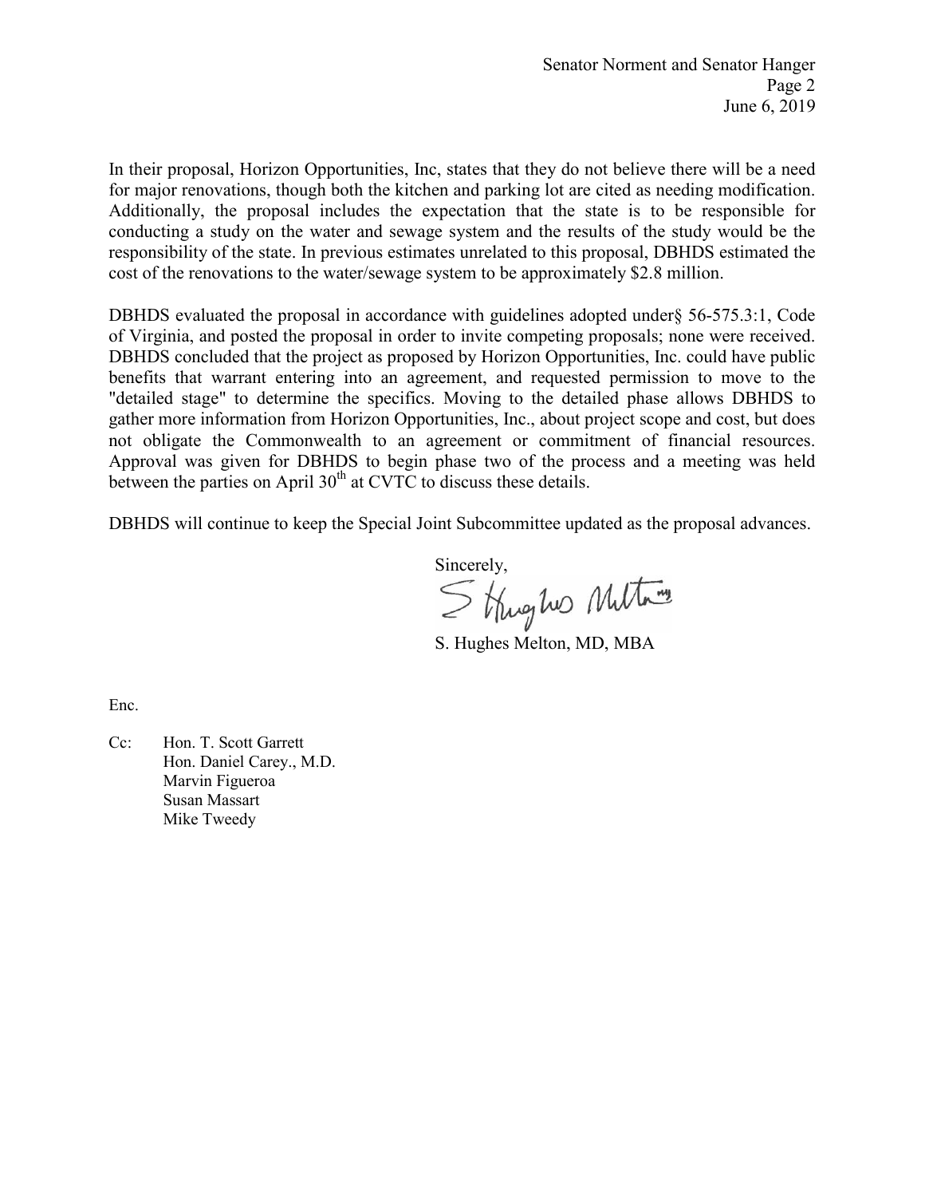In their proposal, Horizon Opportunities, Inc, states that they do not believe there will be a need for major renovations, though both the kitchen and parking lot are cited as needing modification. Additionally, the proposal includes the expectation that the state is to be responsible for conducting a study on the water and sewage system and the results of the study would be the responsibility of the state. In previous estimates unrelated to this proposal, DBHDS estimated the cost of the renovations to the water/sewage system to be approximately $2.8 million.

DBHDS evaluated the proposal in accordance with guidelines adopted under§ 56-575.3:1, Code of Virginia, and posted the proposal in order to invite competing proposals; none were received. DBHDS concluded that the project as proposed by Horizon Opportunities, Inc. could have public benefits that warrant entering into an agreement, and requested permission to move to the "detailed stage" to determine the specifics. Moving to the detailed phase allows DBHDS to gather more information from Horizon Opportunities, Inc., about project scope and cost, but does not obligate the Commonwealth to an agreement or commitment of financial resources. Approval was given for DBHDS to begin phase two of the process and a meeting was held between the parties on April 30th at CVTC to discuss these details.

DBHDS will continue to keep the Special Joint Subcommittee updated as the proposal advances.

Sincerely,

S. Hughes Melton, MD, MBA

Enc.

Cc: Hon. T. Scott Garrett
Hon. Daniel Carey., M.D.
Marvin Figueroa
Susan Massart
Mike Tweedy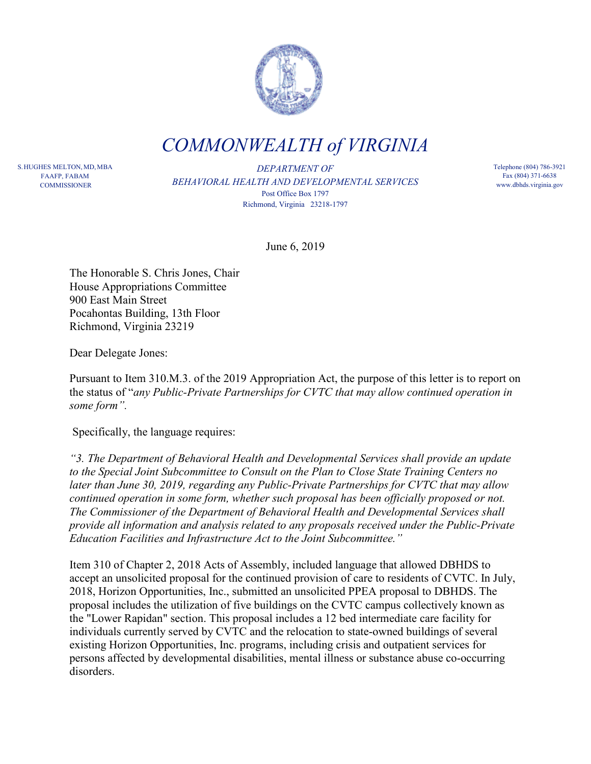# COMMONWEALTH of VIRGINIA

S. HUGHES MELTON, MD, MBA
FAAFP, FABAM
COMMISSIONER

*DEPARTMENT OF*
*BEHAVIORAL HEALTH AND DEVELOPMENTAL SERVICES*
Post Office Box 1797
Richmond, Virginia 23218-1797

Telephone (804) 786-3921
Fax (804) 371-6638
www.dbhds.virginia.gov

June 6, 2019

The Honorable S. Chris Jones, Chair
House Appropriations Committee
900 East Main Street
Pocahontas Building, 13th Floor
Richmond, Virginia 23219

Dear Delegate Jones:

Pursuant to Item 310.M.3. of the 2019 Appropriation Act, the purpose of this letter is to report on the status of "*any Public-Private Partnerships for CVTC that may allow continued operation in some form*".

Specifically, the language requires:

*"3. The Department of Behavioral Health and Developmental Services shall provide an update to the Special Joint Subcommittee to Consult on the Plan to Close State Training Centers no later than June 30, 2019, regarding any Public-Private Partnerships for CVTC that may allow continued operation in some form, whether such proposal has been officially proposed or not. The Commissioner of the Department of Behavioral Health and Developmental Services shall provide all information and analysis related to any proposals received under the Public-Private Education Facilities and Infrastructure Act to the Joint Subcommittee."*

Item 310 of Chapter 2, 2018 Acts of Assembly, included language that allowed DBHDS to accept an unsolicited proposal for the continued provision of care to residents of CVTC. In July, 2018, Horizon Opportunities, Inc., submitted an unsolicited PPEA proposal to DBHDS. The proposal includes the utilization of five buildings on the CVTC campus collectively known as the "Lower Rapidan" section. This proposal includes a 12 bed intermediate care facility for individuals currently served by CVTC and the relocation to state-owned buildings of several existing Horizon Opportunities, Inc. programs, including crisis and outpatient services for persons affected by developmental disabilities, mental illness or substance abuse co-occurring disorders.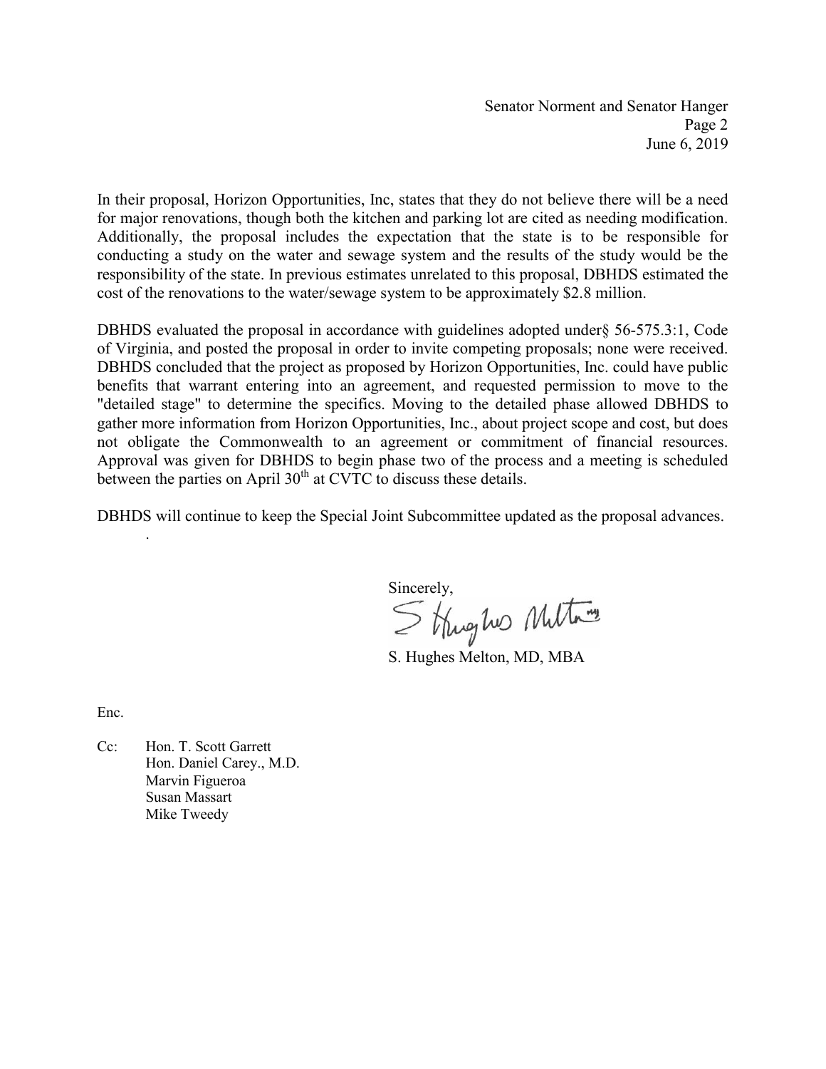In their proposal, Horizon Opportunities, Inc, states that they do not believe there will be a need for major renovations, though both the kitchen and parking lot are cited as needing modification. Additionally, the proposal includes the expectation that the state is to be responsible for conducting a study on the water and sewage system and the results of the study would be the responsibility of the state. In previous estimates unrelated to this proposal, DBHDS estimated the cost of the renovations to the water/sewage system to be approximately $2.8 million.

DBHDS evaluated the proposal in accordance with guidelines adopted under§ 56-575.3:1, Code of Virginia, and posted the proposal in order to invite competing proposals; none were received. DBHDS concluded that the project as proposed by Horizon Opportunities, Inc. could have public benefits that warrant entering into an agreement, and requested permission to move to the "detailed stage" to determine the specifics. Moving to the detailed phase allowed DBHDS to gather more information from Horizon Opportunities, Inc., about project scope and cost, but does not obligate the Commonwealth to an agreement or commitment of financial resources. Approval was given for DBHDS to begin phase two of the process and a meeting is scheduled between the parties on April 30th at CVTC to discuss these details.

DBHDS will continue to keep the Special Joint Subcommittee updated as the proposal advances.

Sincerely,

S. Hughes Melton, MD, MBA

Enc.

Cc: Hon. T. Scott Garrett
Hon. Daniel Carey., M.D.
Marvin Figueroa
Susan Massart
Mike Tweedy